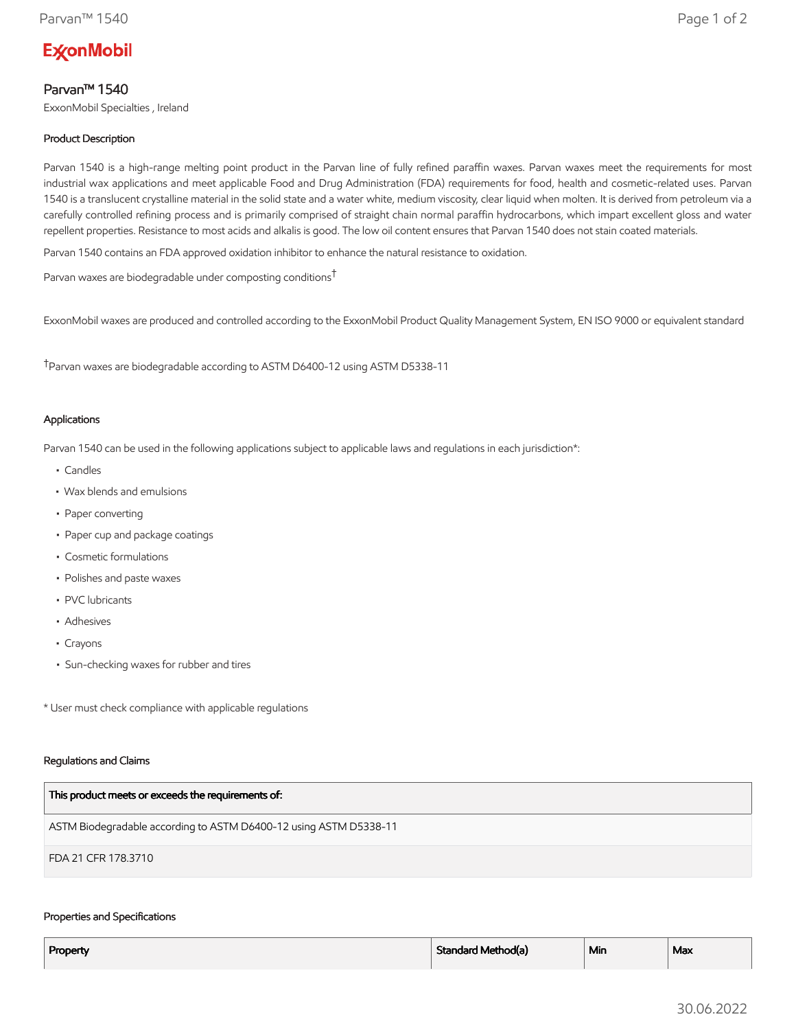# Parvan™ 1540

ExxonMobil Specialties , Ireland

### Product Description

Parvan 1540 is a high-range melting point product in the Parvan line of fully refined paraffin waxes. Parvan waxes meet the requirements for most industrial wax applications and meet applicable Food and Drug Administration (FDA) requirements for food, health and cosmetic-related uses. Parvan 1540 is a translucent crystalline material in the solid state and a water white, medium viscosity, clear liquid when molten. It is derived from petroleum via a carefully controlled refining process and is primarily comprised of straight chain normal paraffin hydrocarbons, which impart excellent gloss and water repellent properties. Resistance to most acids and alkalis is good. The low oil content ensures that Parvan 1540 does not stain coated materials.

Parvan 1540 contains an FDA approved oxidation inhibitor to enhance the natural resistance to oxidation.

Parvan waxes are biodegradable under composting conditions†

ExxonMobil waxes are produced and controlled according to the ExxonMobil Product Quality Management System, EN ISO 9000 or equivalent standard

†Parvan waxes are biodegradable according to ASTM D6400-12 using ASTM D5338-11

### Applications

Parvan 1540 can be used in the following applications subject to applicable laws and regulations in each jurisdiction*:

- Candles
- Wax blends and emulsions
- Paper converting
- Paper cup and package coatings
- Cosmetic formulations
- Polishes and paste waxes
- PVC lubricants
- Adhesives
- Crayons
- Sun-checking waxes for rubber and tires

* User must check compliance with applicable regulations

### Regulations and Claims

| This product meets or exceeds the requirements of: |
| --- |
| ASTM Biodegradable according to ASTM D6400-12 using ASTM D5338-11 |
| FDA 21 CFR 178.3710 |

### Properties and Specifications

| Property | Standard Method(a) | Min | Max |
| --- | --- | --- | --- |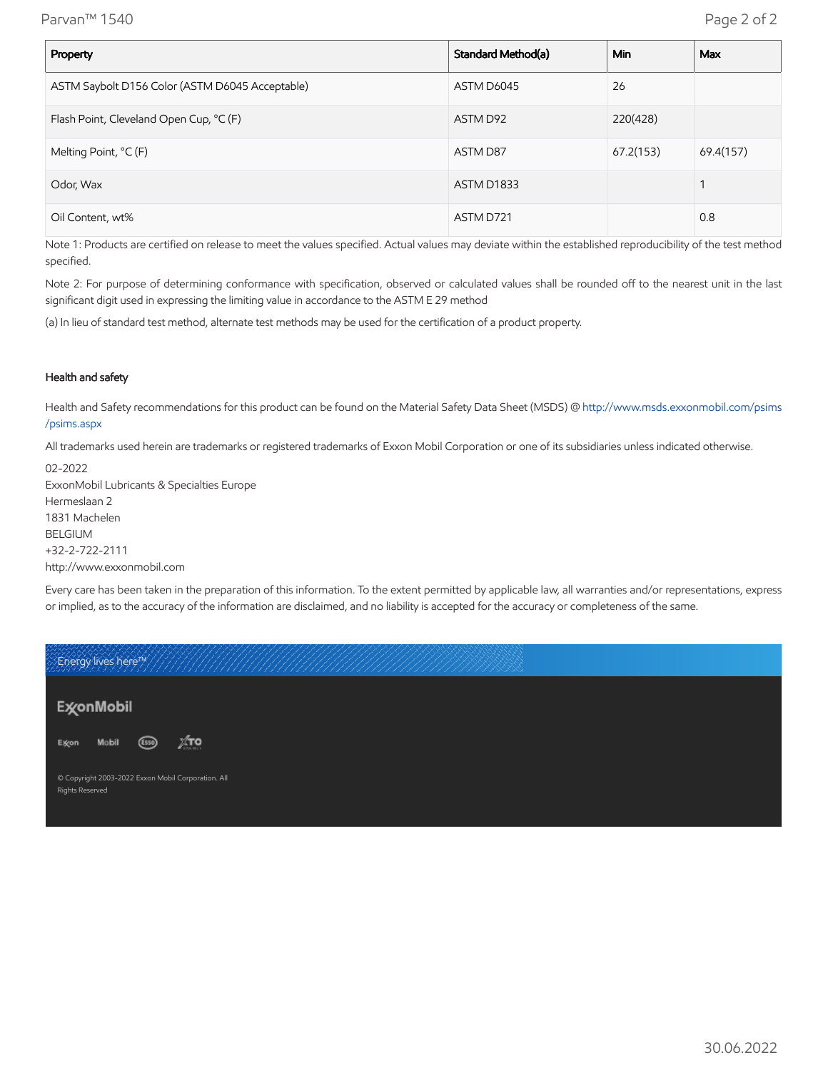| Property | Standard Method(a) | Min | Max |
|---|---|---|---|
| ASTM Saybolt D156 Color (ASTM D6045 Acceptable) | ASTM D6045 | 26 | |
| Flash Point, Cleveland Open Cup, °C (F) | ASTM D92 | 220(428) | |
| Melting Point, °C (F) | ASTM D87 | 67.2(153) | 69.4(157) |
| Odor, Wax | ASTM D1833 | | 1 |
| Oil Content, wt% | ASTM D721 | | 0.8 |

Note 1: Products are certified on release to meet the values specified. Actual values may deviate within the established reproducibility of the test method specified.

Note 2: For purpose of determining conformance with specification, observed or calculated values shall be rounded off to the nearest unit in the last significant digit used in expressing the limiting value in accordance to the ASTM E 29 method

(a) In lieu of standard test method, alternate test methods may be used for the certification of a product property.

### Health and safety

Health and Safety recommendations for this product can be found on the Material Safety Data Sheet (MSDS) @ http://www.msds.exxonmobil.com/psims/psims.aspx

All trademarks used herein are trademarks or registered trademarks of Exxon Mobil Corporation or one of its subsidiaries unless indicated otherwise.

02-2022
ExxonMobil Lubricants & Specialties Europe
Hermeslaan 2
1831 Machelen
BELGIUM
+32-2-722-2111
http://www.exxonmobil.com

Every care has been taken in the preparation of this information. To the extent permitted by applicable law, all warranties and/or representations, express or implied, as to the accuracy of the information are disclaimed, and no liability is accepted for the accuracy or completeness of the same.

Energy lives here™

ExxonMobil

Exxon Mobil Esso XTO

© Copyright 2003-2022 Exxon Mobil Corporation. All Rights Reserved

30.06.2022